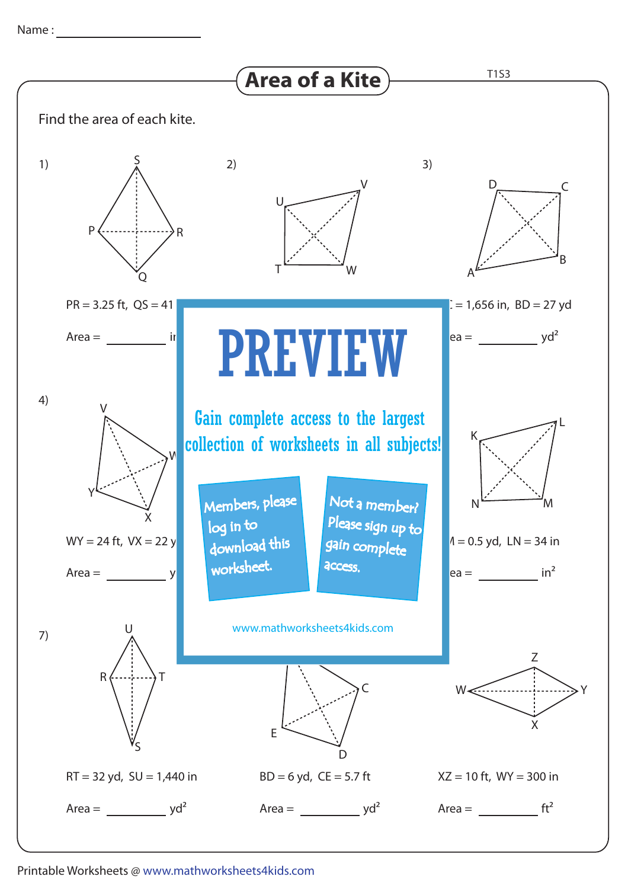Name : ____________________

# Area of a Kite

T1S3

Find the area of each kite.

1) PR = 3.25 ft, QS = 41

Area = ________ i

2)

3) = 1,656 in, BD = 27 yd

ea = ________ $yd^2$

# PREVIEW

Gain complete access to the largest collection of worksheets in all subjects!

Members, please log in to download this worksheet.

Not a member? Please sign up to gain complete access.

www.mathworksheets4kids.com

4) WY = 24 ft, VX = 22 y

Area = ________ y

5)

6) = 0.5 yd, LN = 34 in

ea = ________ $in^2$

7) RT = 32 yd, SU = 1,440 in

Area = ________ $yd^2$

8) BD = 6 yd, CE = 5.7 ft

Area = ________ $yd^2$

9) XZ = 10 ft, WY = 300 in

Area = ________ $ft^2$

Printable Worksheets @ www.mathworksheets4kids.com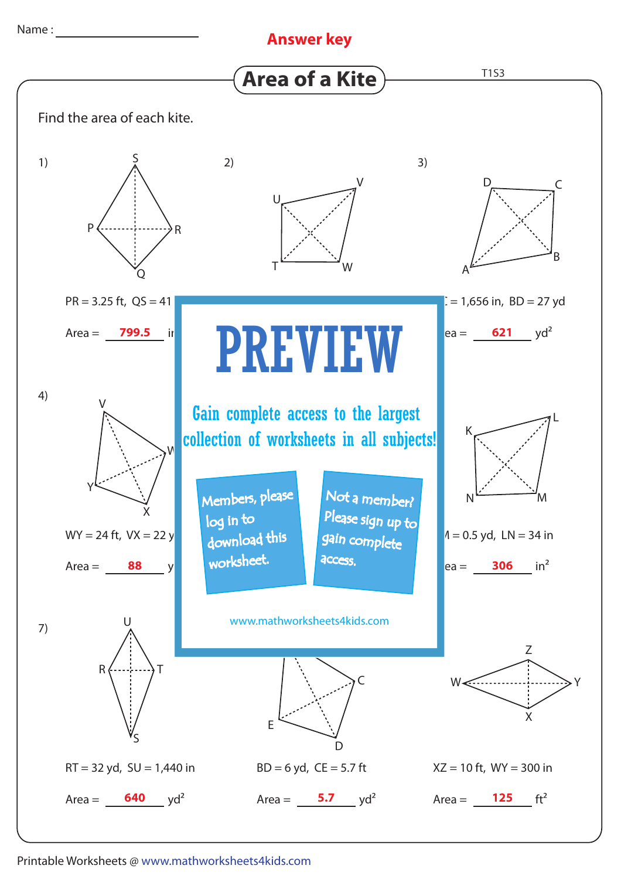Name : ____________________

**Answer key**

# Area of a Kite

T1S3

Find the area of each kite.

1)

S, P, R, Q

PR = 3.25 ft, QS = 41

Area = **799.5** ir

2)

U, V, T, W

3)

D, C, A, B

: = 1,656 in, BD = 27 yd

ea = **621** $yd^2$

# PREVIEW

Gain complete access to the largest collection of worksheets in all subjects!

Members, please log in to download this worksheet.

Not a member? Please sign up to gain complete access.

www.mathworksheets4kids.com

4)

V, W, Y, X

WY = 24 ft, VX = 22 y

Area = **88** y

K, L, N, M

I = 0.5 yd, LN = 34 in

ea = **306** $in^2$

7)

U, R, T, S

RT = 32 yd, SU = 1,440 in

Area = **640** $yd^2$

C, E, D

BD = 6 yd, CE = 5.7 ft

Area = **5.7** $yd^2$

Z, W, Y, X

XZ = 10 ft, WY = 300 in

Area = **125** $ft^2$

Printable Worksheets @ www.mathworksheets4kids.com